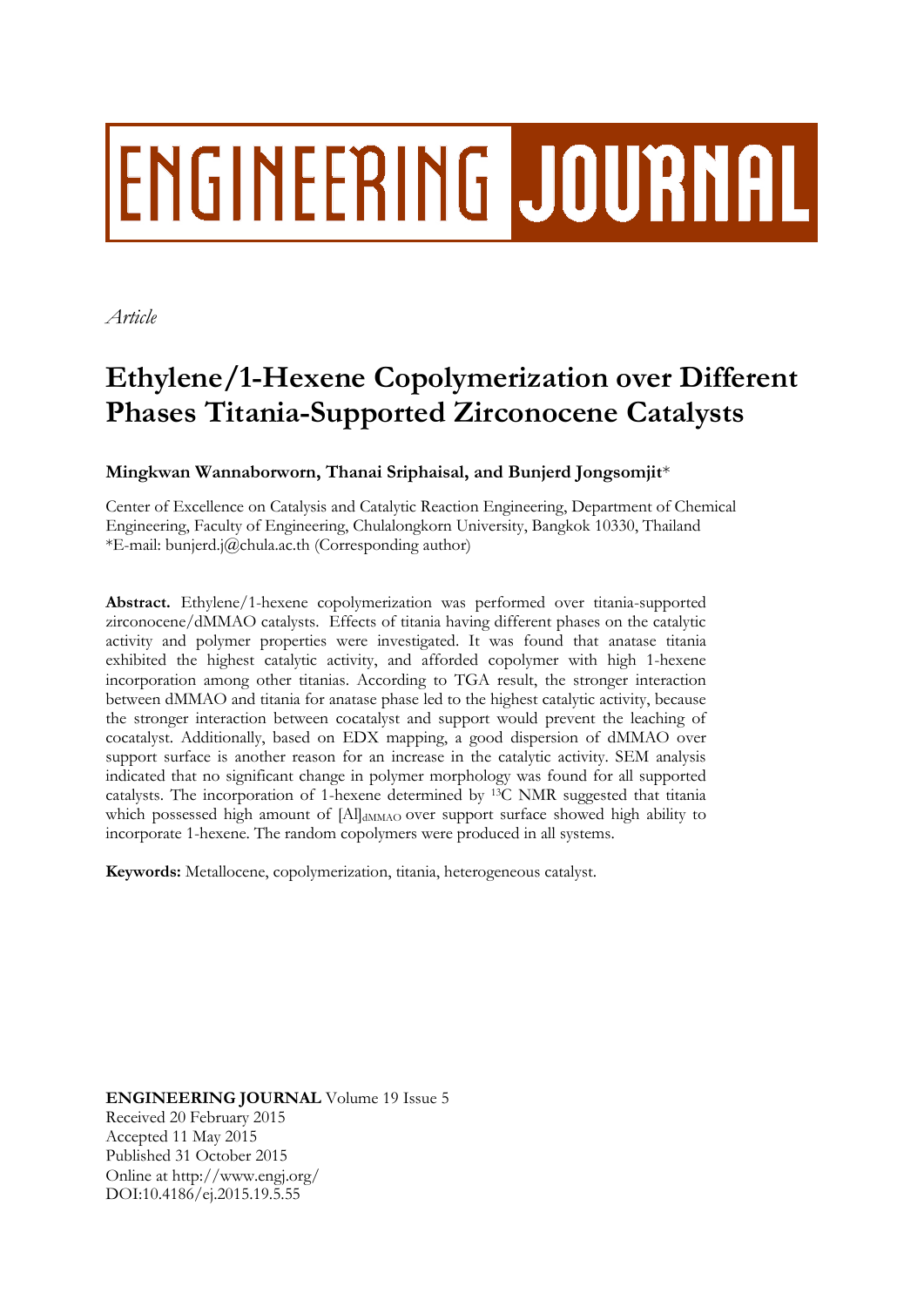# ENGINEERING JOURNAL

*Article*

# Ethylene/1-Hexene Copolymerization over Different Phases Titania-Supported Zirconocene Catalysts

**Mingkwan Wannaborworn, Thanai Sriphaisal, and Bunjerd Jongsomjit***

Center of Excellence on Catalysis and Catalytic Reaction Engineering, Department of Chemical Engineering, Faculty of Engineering, Chulalongkorn University, Bangkok 10330, Thailand
*E-mail: bunjerd.j@chula.ac.th (Corresponding author)

**Abstract.** Ethylene/1-hexene copolymerization was performed over titania-supported zirconocene/dMMAO catalysts. Effects of titania having different phases on the catalytic activity and polymer properties were investigated. It was found that anatase titania exhibited the highest catalytic activity, and afforded copolymer with high 1-hexene incorporation among other titanias. According to TGA result, the stronger interaction between dMMAO and titania for anatase phase led to the highest catalytic activity, because the stronger interaction between cocatalyst and support would prevent the leaching of cocatalyst. Additionally, based on EDX mapping, a good dispersion of dMMAO over support surface is another reason for an increase in the catalytic activity. SEM analysis indicated that no significant change in polymer morphology was found for all supported catalysts. The incorporation of 1-hexene determined by $^{13}C$ NMR suggested that titania which possessed high amount of $[Al]_{dMMAO}$ over support surface showed high ability to incorporate 1-hexene. The random copolymers were produced in all systems.

**Keywords:** Metallocene, copolymerization, titania, heterogeneous catalyst.

**ENGINEERING JOURNAL** Volume 19 Issue 5
Received 20 February 2015
Accepted 11 May 2015
Published 31 October 2015
Online at http://www.engj.org/
DOI:10.4186/ej.2015.19.5.55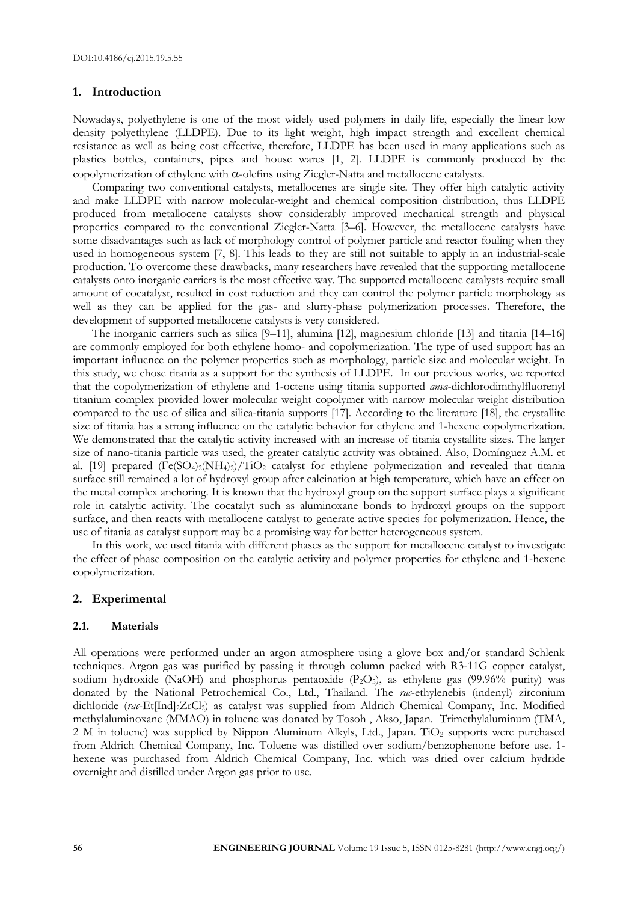## 1. Introduction

Nowadays, polyethylene is one of the most widely used polymers in daily life, especially the linear low density polyethylene (LLDPE). Due to its light weight, high impact strength and excellent chemical resistance as well as being cost effective, therefore, LLDPE has been used in many applications such as plastics bottles, containers, pipes and house wares [1, 2]. LLDPE is commonly produced by the copolymerization of ethylene with $\alpha$-olefins using Ziegler-Natta and metallocene catalysts.

Comparing two conventional catalysts, metallocenes are single site. They offer high catalytic activity and make LLDPE with narrow molecular-weight and chemical composition distribution, thus LLDPE produced from metallocene catalysts show considerably improved mechanical strength and physical properties compared to the conventional Ziegler-Natta [3–6]. However, the metallocene catalysts have some disadvantages such as lack of morphology control of polymer particle and reactor fouling when they used in homogeneous system [7, 8]. This leads to they are still not suitable to apply in an industrial-scale production. To overcome these drawbacks, many researchers have revealed that the supporting metallocene catalysts onto inorganic carriers is the most effective way. The supported metallocene catalysts require small amount of cocatalyst, resulted in cost reduction and they can control the polymer particle morphology as well as they can be applied for the gas- and slurry-phase polymerization processes. Therefore, the development of supported metallocene catalysts is very considered.

The inorganic carriers such as silica [9–11], alumina [12], magnesium chloride [13] and titania [14–16] are commonly employed for both ethylene homo- and copolymerization. The type of used support has an important influence on the polymer properties such as morphology, particle size and molecular weight. In this study, we chose titania as a support for the synthesis of LLDPE. In our previous works, we reported that the copolymerization of ethylene and 1-octene using titania supported *ansa*-dichlorodimthylfluorenyl titanium complex provided lower molecular weight copolymer with narrow molecular weight distribution compared to the use of silica and silica-titania supports [17]. According to the literature [18], the crystallite size of titania has a strong influence on the catalytic behavior for ethylene and 1-hexene copolymerization. We demonstrated that the catalytic activity increased with an increase of titania crystallite sizes. The larger size of nano-titania particle was used, the greater catalytic activity was obtained. Also, Domínguez A.M. et al. [19] prepared $(Fe(SO_4)_2(NH_4)_2)/TiO_2$ catalyst for ethylene polymerization and revealed that titania surface still remained a lot of hydroxyl group after calcination at high temperature, which have an effect on the metal complex anchoring. It is known that the hydroxyl group on the support surface plays a significant role in catalytic activity. The cocatalyt such as aluminoxane bonds to hydroxyl groups on the support surface, and then reacts with metallocene catalyst to generate active species for polymerization. Hence, the use of titania as catalyst support may be a promising way for better heterogeneous system.

In this work, we used titania with different phases as the support for metallocene catalyst to investigate the effect of phase composition on the catalytic activity and polymer properties for ethylene and 1-hexene copolymerization.

## 2. Experimental

### 2.1. Materials

All operations were performed under an argon atmosphere using a glove box and/or standard Schlenk techniques. Argon gas was purified by passing it through column packed with R3-11G copper catalyst, sodium hydroxide (NaOH) and phosphorus pentaoxide ($P_2O_5$), as ethylene gas (99.96% purity) was donated by the National Petrochemical Co., Ltd., Thailand. The *rac*-ethylenebis (indenyl) zirconium dichloride (*rac*-Et[Ind]$_2$ZrCl$_2$) as catalyst was supplied from Aldrich Chemical Company, Inc. Modified methylaluminoxane (MMAO) in toluene was donated by Tosoh , Akso, Japan. Trimethylaluminum (TMA, 2 M in toluene) was supplied by Nippon Aluminum Alkyls, Ltd., Japan. $TiO_2$ supports were purchased from Aldrich Chemical Company, Inc. Toluene was distilled over sodium/benzophenone before use. 1-hexene was purchased from Aldrich Chemical Company, Inc. which was dried over calcium hydride overnight and distilled under Argon gas prior to use.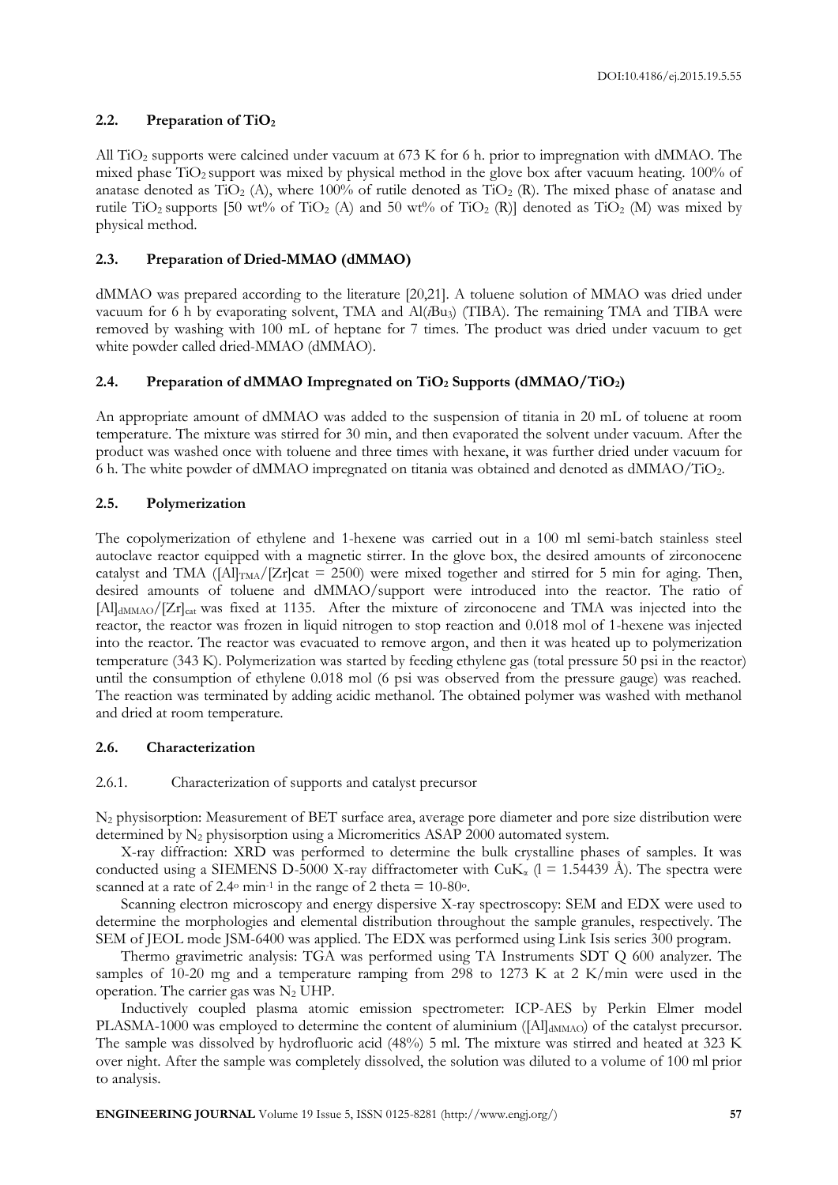### 2.2. Preparation of $TiO_2$

All $TiO_2$ supports were calcined under vacuum at 673 K for 6 h. prior to impregnation with dMMAO. The mixed phase $TiO_2$ support was mixed by physical method in the glove box after vacuum heating. 100% of anatase denoted as $TiO_2$ (A), where 100% of rutile denoted as $TiO_2$ (R). The mixed phase of anatase and rutile $TiO_2$ supports [50 wt% of $TiO_2$ (A) and 50 wt% of $TiO_2$ (R)] denoted as $TiO_2$ (M) was mixed by physical method.

### 2.3. Preparation of Dried-MMAO (dMMAO)

dMMAO was prepared according to the literature [20,21]. A toluene solution of MMAO was dried under vacuum for 6 h by evaporating solvent, TMA and Al(*i*Bu$_3$) (TIBA). The remaining TMA and TIBA were removed by washing with 100 mL of heptane for 7 times. The product was dried under vacuum to get white powder called dried-MMAO (dMMAO).

### 2.4. Preparation of dMMAO Impregnated on $TiO_2$ Supports (dMMAO/$TiO_2$)

An appropriate amount of dMMAO was added to the suspension of titania in 20 mL of toluene at room temperature. The mixture was stirred for 30 min, and then evaporated the solvent under vacuum. After the product was washed once with toluene and three times with hexane, it was further dried under vacuum for 6 h. The white powder of dMMAO impregnated on titania was obtained and denoted as dMMAO/$TiO_2$.

### 2.5. Polymerization

The copolymerization of ethylene and 1-hexene was carried out in a 100 ml semi-batch stainless steel autoclave reactor equipped with a magnetic stirrer. In the glove box, the desired amounts of zirconocene catalyst and TMA ($[Al]_{TMA}/[Zr]cat = 2500$) were mixed together and stirred for 5 min for aging. Then, desired amounts of toluene and dMMAO/support were introduced into the reactor. The ratio of $[Al]_{dMMAO}/[Zr]_{cat}$ was fixed at 1135. After the mixture of zirconocene and TMA was injected into the reactor, the reactor was frozen in liquid nitrogen to stop reaction and 0.018 mol of 1-hexene was injected into the reactor. The reactor was evacuated to remove argon, and then it was heated up to polymerization temperature (343 K). Polymerization was started by feeding ethylene gas (total pressure 50 psi in the reactor) until the consumption of ethylene 0.018 mol (6 psi was observed from the pressure gauge) was reached. The reaction was terminated by adding acidic methanol. The obtained polymer was washed with methanol and dried at room temperature.

### 2.6. Characterization

#### 2.6.1. Characterization of supports and catalyst precursor

$N_2$ physisorption: Measurement of BET surface area, average pore diameter and pore size distribution were determined by $N_2$ physisorption using a Micromeritics ASAP 2000 automated system.

X-ray diffraction: XRD was performed to determine the bulk crystalline phases of samples. It was conducted using a SIEMENS D-5000 X-ray diffractometer with CuK$_\alpha$ (l = 1.54439 Å). The spectra were scanned at a rate of 2.4$^o$ min$^{-1}$ in the range of 2 theta = 10-80$^o$.

Scanning electron microscopy and energy dispersive X-ray spectroscopy: SEM and EDX were used to determine the morphologies and elemental distribution throughout the sample granules, respectively. The SEM of JEOL mode JSM-6400 was applied. The EDX was performed using Link Isis series 300 program.

Thermo gravimetric analysis: TGA was performed using TA Instruments SDT Q 600 analyzer. The samples of 10-20 mg and a temperature ramping from 298 to 1273 K at 2 K/min were used in the operation. The carrier gas was $N_2$ UHP.

Inductively coupled plasma atomic emission spectrometer: ICP-AES by Perkin Elmer model PLASMA-1000 was employed to determine the content of aluminium ($[Al]_{dMMAO}$) of the catalyst precursor. The sample was dissolved by hydrofluoric acid (48%) 5 ml. The mixture was stirred and heated at 323 K over night. After the sample was completely dissolved, the solution was diluted to a volume of 100 ml prior to analysis.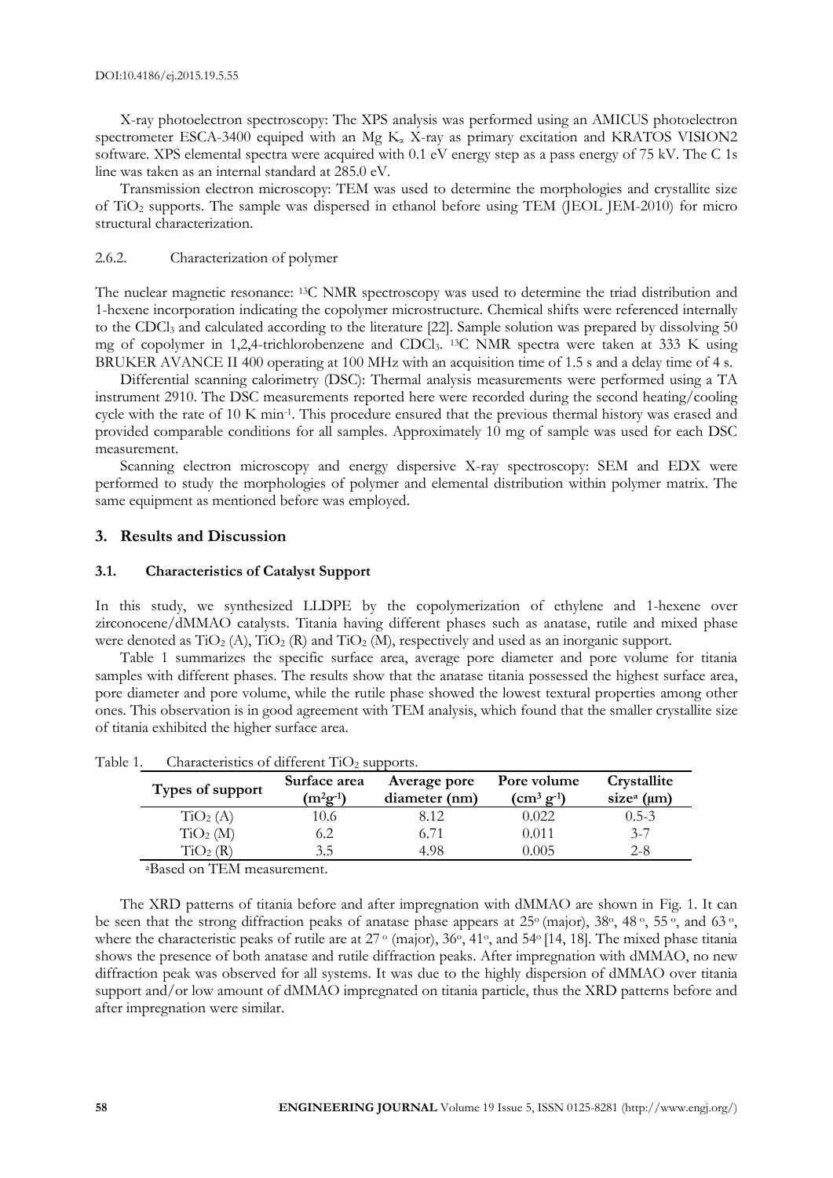X-ray photoelectron spectroscopy: The XPS analysis was performed using an AMICUS photoelectron spectrometer ESCA-3400 equiped with an Mg $K_\alpha$ X-ray as primary excitation and KRATOS VISION2 software. XPS elemental spectra were acquired with 0.1 eV energy step as a pass energy of 75 kV. The C 1s line was taken as an internal standard at 285.0 eV.

Transmission electron microscopy: TEM was used to determine the morphologies and crystallite size of $TiO_2$ supports. The sample was dispersed in ethanol before using TEM (JEOL JEM-2010) for micro structural characterization.

### 2.6.2. Characterization of polymer

The nuclear magnetic resonance: $^{13}C$ NMR spectroscopy was used to determine the triad distribution and 1-hexene incorporation indicating the copolymer microstructure. Chemical shifts were referenced internally to the $CDCl_3$ and calculated according to the literature [22]. Sample solution was prepared by dissolving 50 mg of copolymer in 1,2,4-trichlorobenzene and $CDCl_3$. $^{13}C$ NMR spectra were taken at 333 K using BRUKER AVANCE II 400 operating at 100 MHz with an acquisition time of 1.5 s and a delay time of 4 s.

Differential scanning calorimetry (DSC): Thermal analysis measurements were performed using a TA instrument 2910. The DSC measurements reported here were recorded during the second heating/cooling cycle with the rate of 10 K $min^{-1}$. This procedure ensured that the previous thermal history was erased and provided comparable conditions for all samples. Approximately 10 mg of sample was used for each DSC measurement.

Scanning electron microscopy and energy dispersive X-ray spectroscopy: SEM and EDX were performed to study the morphologies of polymer and elemental distribution within polymer matrix. The same equipment as mentioned before was employed.

## 3. Results and Discussion

### 3.1. Characteristics of Catalyst Support

In this study, we synthesized LLDPE by the copolymerization of ethylene and 1-hexene over zirconocene/dMMAO catalysts. Titania having different phases such as anatase, rutile and mixed phase were denoted as $TiO_2$ (A), $TiO_2$ (R) and $TiO_2$ (M), respectively and used as an inorganic support.

Table 1 summarizes the specific surface area, average pore diameter and pore volume for titania samples with different phases. The results show that the anatase titania possessed the highest surface area, pore diameter and pore volume, while the rutile phase showed the lowest textural properties among other ones. This observation is in good agreement with TEM analysis, which found that the smaller crystallite size of titania exhibited the higher surface area.

Table 1. Characteristics of different $TiO_2$ supports.

| Types of support | Surface area ($m^2g^{-1}$) | Average pore diameter (nm) | Pore volume ($cm^3$ $g^{-1}$) | Crystallite size[a] (μm) |
|---|---|---|---|---|
| $TiO_2$ (A) | 10.6 | 8.12 | 0.022 | 0.5-3 |
| $TiO_2$ (M) | 6.2 | 6.71 | 0.011 | 3-7 |
| $TiO_2$ (R) | 3.5 | 4.98 | 0.005 | 2-8 |

[a]Based on TEM measurement.

The XRD patterns of titania before and after impregnation with dMMAO are shown in Fig. 1. It can be seen that the strong diffraction peaks of anatase phase appears at 25° (major), 38°, 48°, 55°, and 63°, where the characteristic peaks of rutile are at 27° (major), 36°, 41°, and 54° [14, 18]. The mixed phase titania shows the presence of both anatase and rutile diffraction peaks. After impregnation with dMMAO, no new diffraction peak was observed for all systems. It was due to the highly dispersion of dMMAO over titania support and/or low amount of dMMAO impregnated on titania particle, thus the XRD patterns before and after impregnation were similar.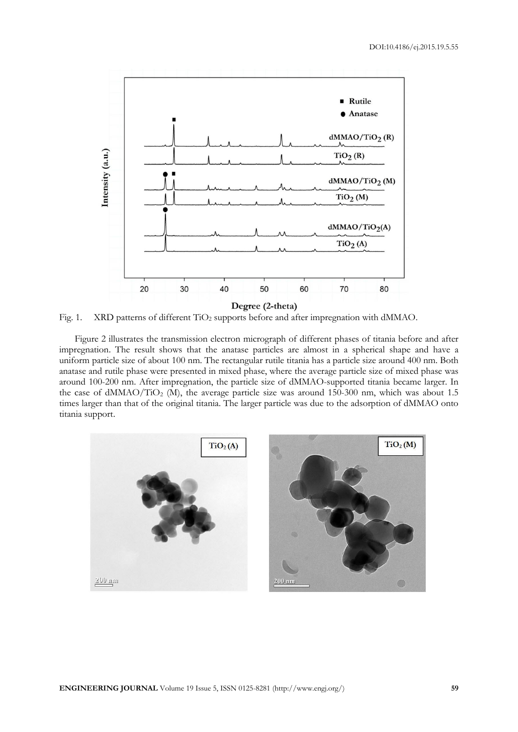Fig. 1. XRD patterns of different $TiO_2$ supports before and after impregnation with dMMAO.

Figure 2 illustrates the transmission electron micrograph of different phases of titania before and after impregnation. The result shows that the anatase particles are almost in a spherical shape and have a uniform particle size of about 100 nm. The rectangular rutile titania has a particle size around 400 nm. Both anatase and rutile phase were presented in mixed phase, where the average particle size of mixed phase was around 100-200 nm. After impregnation, the particle size of dMMAO-supported titania became larger. In the case of dMMAO/$TiO_2$ (M), the average particle size was around 150-300 nm, which was about 1.5 times larger than that of the original titania. The larger particle was due to the adsorption of dMMAO onto titania support.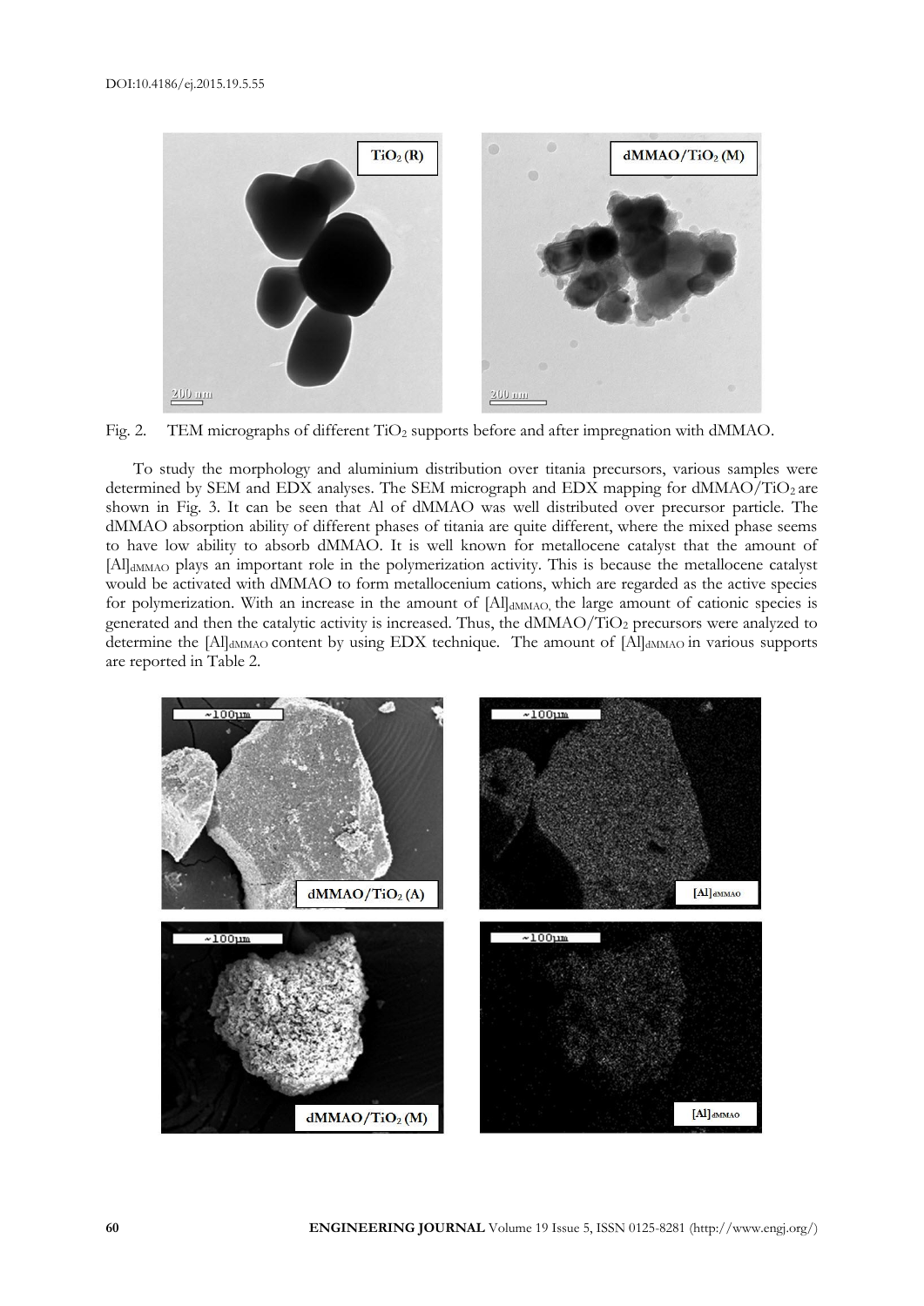Fig. 2. TEM micrographs of different $TiO_2$ supports before and after impregnation with dMMAO.

To study the morphology and aluminium distribution over titania precursors, various samples were determined by SEM and EDX analyses. The SEM micrograph and EDX mapping for dMMAO/$TiO_2$ are shown in Fig. 3. It can be seen that Al of dMMAO was well distributed over precursor particle. The dMMAO absorption ability of different phases of titania are quite different, where the mixed phase seems to have low ability to absorb dMMAO. It is well known for metallocene catalyst that the amount of $[Al]_{dMMAO}$ plays an important role in the polymerization activity. This is because the metallocene catalyst would be activated with dMMAO to form metallocenium cations, which are regarded as the active species for polymerization. With an increase in the amount of $[Al]_{dMMAO}$, the large amount of cationic species is generated and then the catalytic activity is increased. Thus, the dMMAO/$TiO_2$ precursors were analyzed to determine the $[Al]_{dMMAO}$ content by using EDX technique. The amount of $[Al]_{dMMAO}$ in various supports are reported in Table 2.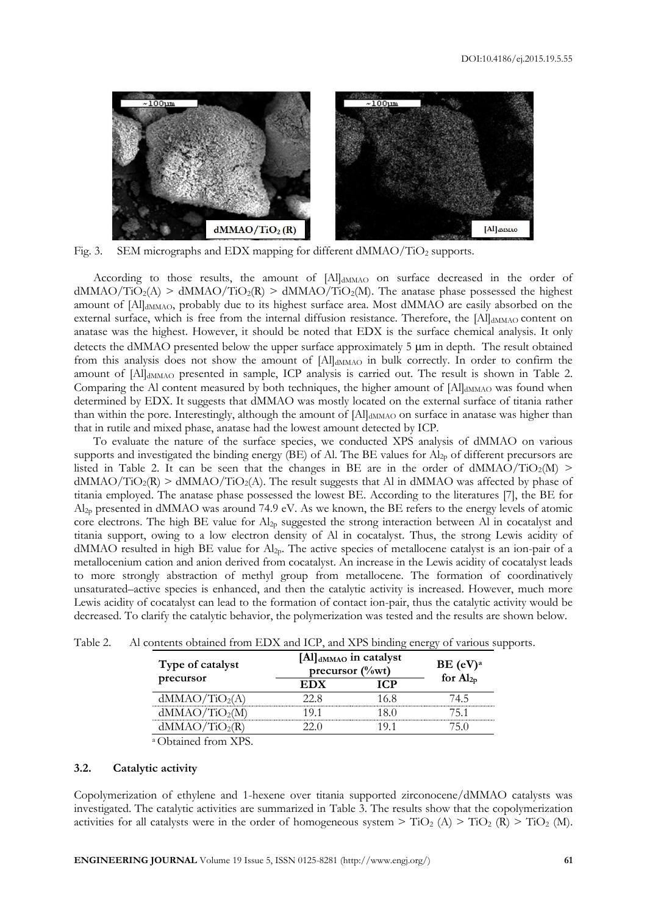Fig. 3. SEM micrographs and EDX mapping for different $dMMAO/TiO_2$ supports.

According to those results, the amount of $[Al]_{dMMAO}$ on surface decreased in the order of $dMMAO/TiO_2(A) > dMMAO/TiO_2(R) > dMMAO/TiO_2(M)$. The anatase phase possessed the highest amount of $[Al]_{dMMAO}$, probably due to its highest surface area. Most dMMAO are easily absorbed on the external surface, which is free from the internal diffusion resistance. Therefore, the $[Al]_{dMMAO}$ content on anatase was the highest. However, it should be noted that EDX is the surface chemical analysis. It only detects the dMMAO presented below the upper surface approximately 5 μm in depth. The result obtained from this analysis does not show the amount of $[Al]_{dMMAO}$ in bulk correctly. In order to confirm the amount of $[Al]_{dMMAO}$ presented in sample, ICP analysis is carried out. The result is shown in Table 2. Comparing the Al content measured by both techniques, the higher amount of $[Al]_{dMMAO}$ was found when determined by EDX. It suggests that dMMAO was mostly located on the external surface of titania rather than within the pore. Interestingly, although the amount of $[Al]_{dMMAO}$ on surface in anatase was higher than that in rutile and mixed phase, anatase had the lowest amount detected by ICP.

To evaluate the nature of the surface species, we conducted XPS analysis of dMMAO on various supports and investigated the binding energy (BE) of Al. The BE values for $Al_{2p}$ of different precursors are listed in Table 2. It can be seen that the changes in BE are in the order of $dMMAO/TiO_2(M) > dMMAO/TiO_2(R) > dMMAO/TiO_2(A)$. The result suggests that Al in dMMAO was affected by phase of titania employed. The anatase phase possessed the lowest BE. According to the literatures [7], the BE for $Al_{2p}$ presented in dMMAO was around 74.9 eV. As we known, the BE refers to the energy levels of atomic core electrons. The high BE value for $Al_{2p}$ suggested the strong interaction between Al in cocatalyst and titania support, owing to a low electron density of Al in cocatalyst. Thus, the strong Lewis acidity of dMMAO resulted in high BE value for $Al_{2p}$. The active species of metallocene catalyst is an ion-pair of a metallocenium cation and anion derived from cocatalyst. An increase in the Lewis acidity of cocatalyst leads to more strongly abstraction of methyl group from metallocene. The formation of coordinatively unsaturated–active species is enhanced, and then the catalytic activity is increased. However, much more Lewis acidity of cocatalyst can lead to the formation of contact ion-pair, thus the catalytic activity would be decreased. To clarify the catalytic behavior, the polymerization was tested and the results are shown below.

Table 2. Al contents obtained from EDX and ICP, and XPS binding energy of various supports.

| Type of catalyst precursor | $[Al]_{dMMAO}$ in catalyst precursor (%wt) | | BE (eV)[a] for $Al_{2p}$ |
|---|---|---|---|
| | EDX | ICP | |
| $dMMAO/TiO_2(A)$ | 22.8 | 16.8 | 74.5 |
| $dMMAO/TiO_2(M)$ | 19.1 | 18.0 | 75.1 |
| $dMMAO/TiO_2(R)$ | 22.0 | 19.1 | 75.0 |

[a] Obtained from XPS.

### 3.2. Catalytic activity

Copolymerization of ethylene and 1-hexene over titania supported zirconocene/dMMAO catalysts was investigated. The catalytic activities are summarized in Table 3. The results show that the copolymerization activities for all catalysts were in the order of homogeneous system > $TiO_2$ (A) > $TiO_2$ (R) > $TiO_2$ (M).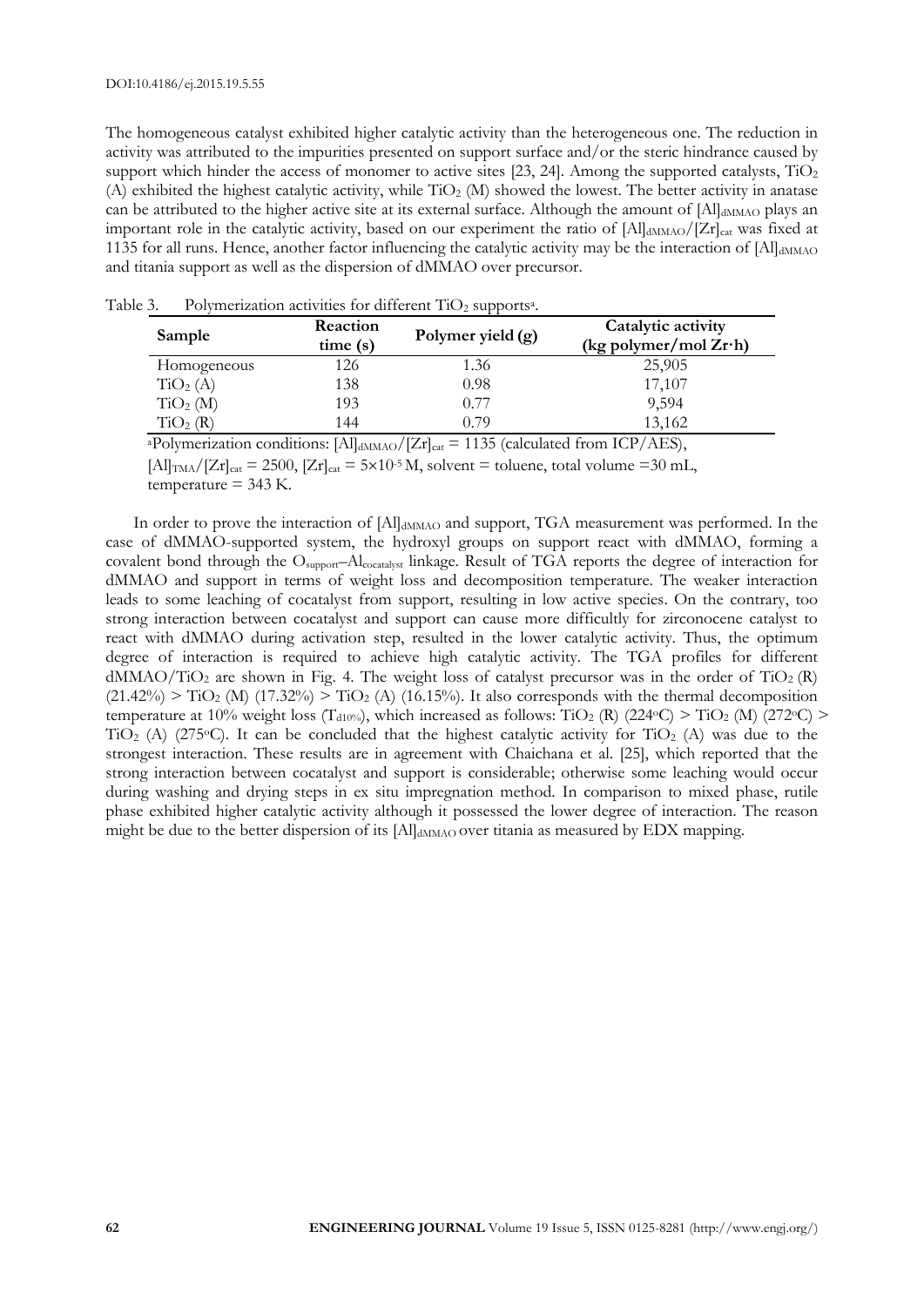The homogeneous catalyst exhibited higher catalytic activity than the heterogeneous one. The reduction in activity was attributed to the impurities presented on support surface and/or the steric hindrance caused by support which hinder the access of monomer to active sites [23, 24]. Among the supported catalysts, $TiO_2$ (A) exhibited the highest catalytic activity, while $TiO_2$ (M) showed the lowest. The better activity in anatase can be attributed to the higher active site at its external surface. Although the amount of $[Al]_{dMMAO}$ plays an important role in the catalytic activity, based on our experiment the ratio of $[Al]_{dMMAO}/[Zr]_{cat}$ was fixed at 1135 for all runs. Hence, another factor influencing the catalytic activity may be the interaction of $[Al]_{dMMAO}$ and titania support as well as the dispersion of dMMAO over precursor.

Table 3. Polymerization activities for different $TiO_2$ supports[a].

| Sample | Reaction time (s) | Polymer yield (g) | Catalytic activity (kg polymer/mol Zr·h) |
|---|---|---|---|
| Homogeneous | 126 | 1.36 | 25,905 |
| $TiO_2$ (A) | 138 | 0.98 | 17,107 |
| $TiO_2$ (M) | 193 | 0.77 | 9,594 |
| $TiO_2$ (R) | 144 | 0.79 | 13,162 |

[a]Polymerization conditions: $[Al]_{dMMAO}/[Zr]_{cat} = 1135$ (calculated from ICP/AES), $[Al]_{TMA}/[Zr]_{cat} = 2500$, $[Zr]_{cat} = 5\times10^{-5}$ M, solvent = toluene, total volume =30 mL, temperature = 343 K.

In order to prove the interaction of $[Al]_{dMMAO}$ and support, TGA measurement was performed. In the case of dMMAO-supported system, the hydroxyl groups on support react with dMMAO, forming a covalent bond through the $O_{support}$–$Al_{cocatalyst}$ linkage. Result of TGA reports the degree of interaction for dMMAO and support in terms of weight loss and decomposition temperature. The weaker interaction leads to some leaching of cocatalyst from support, resulting in low active species. On the contrary, too strong interaction between cocatalyst and support can cause more difficultly for zirconocene catalyst to react with dMMAO during activation step, resulted in the lower catalytic activity. Thus, the optimum degree of interaction is required to achieve high catalytic activity. The TGA profiles for different dMMAO/$TiO_2$ are shown in Fig. 4. The weight loss of catalyst precursor was in the order of $TiO_2$ (R) (21.42%) > $TiO_2$ (M) (17.32%) > $TiO_2$ (A) (16.15%). It also corresponds with the thermal decomposition temperature at 10% weight loss ($T_{d10\%}$), which increased as follows: $TiO_2$ (R) (224°C) > $TiO_2$ (M) (272°C) > $TiO_2$ (A) (275°C). It can be concluded that the highest catalytic activity for $TiO_2$ (A) was due to the strongest interaction. These results are in agreement with Chaichana et al. [25], which reported that the strong interaction between cocatalyst and support is considerable; otherwise some leaching would occur during washing and drying steps in ex situ impregnation method. In comparison to mixed phase, rutile phase exhibited higher catalytic activity although it possessed the lower degree of interaction. The reason might be due to the better dispersion of its $[Al]_{dMMAO}$ over titania as measured by EDX mapping.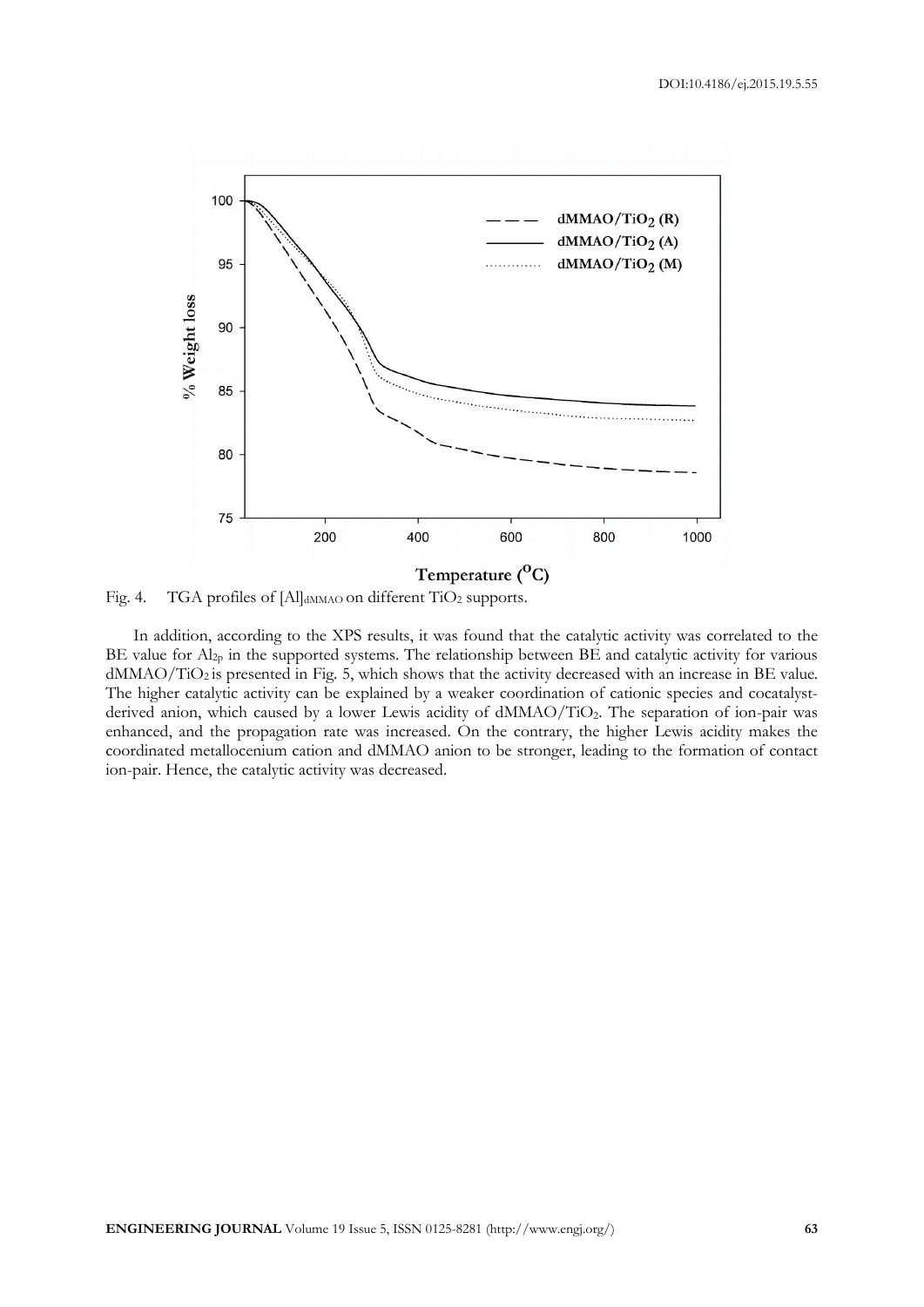Fig. 4. TGA profiles of $[Al]_{dMMAO}$ on different $TiO_2$ supports.

In addition, according to the XPS results, it was found that the catalytic activity was correlated to the BE value for $Al_{2p}$ in the supported systems. The relationship between BE and catalytic activity for various dMMAO/$TiO_2$ is presented in Fig. 5, which shows that the activity decreased with an increase in BE value. The higher catalytic activity can be explained by a weaker coordination of cationic species and cocatalyst-derived anion, which caused by a lower Lewis acidity of dMMAO/$TiO_2$. The separation of ion-pair was enhanced, and the propagation rate was increased. On the contrary, the higher Lewis acidity makes the coordinated metallocenium cation and dMMAO anion to be stronger, leading to the formation of contact ion-pair. Hence, the catalytic activity was decreased.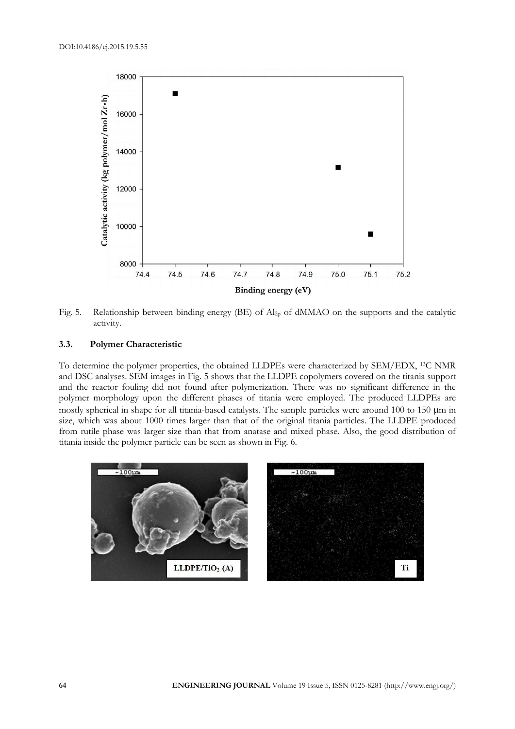Fig. 5. Relationship between binding energy (BE) of $Al_{2p}$ of dMMAO on the supports and the catalytic activity.

### 3.3. Polymer Characteristic

To determine the polymer properties, the obtained LLDPEs were characterized by SEM/EDX, $^{13}C$ NMR and DSC analyses. SEM images in Fig. 5 shows that the LLDPE copolymers covered on the titania support and the reactor fouling did not found after polymerization. There was no significant difference in the polymer morphology upon the different phases of titania were employed. The produced LLDPEs are mostly spherical in shape for all titania-based catalysts. The sample particles were around 100 to 150 μm in size, which was about 1000 times larger than that of the original titania particles. The LLDPE produced from rutile phase was larger size than that from anatase and mixed phase. Also, the good distribution of titania inside the polymer particle can be seen as shown in Fig. 6.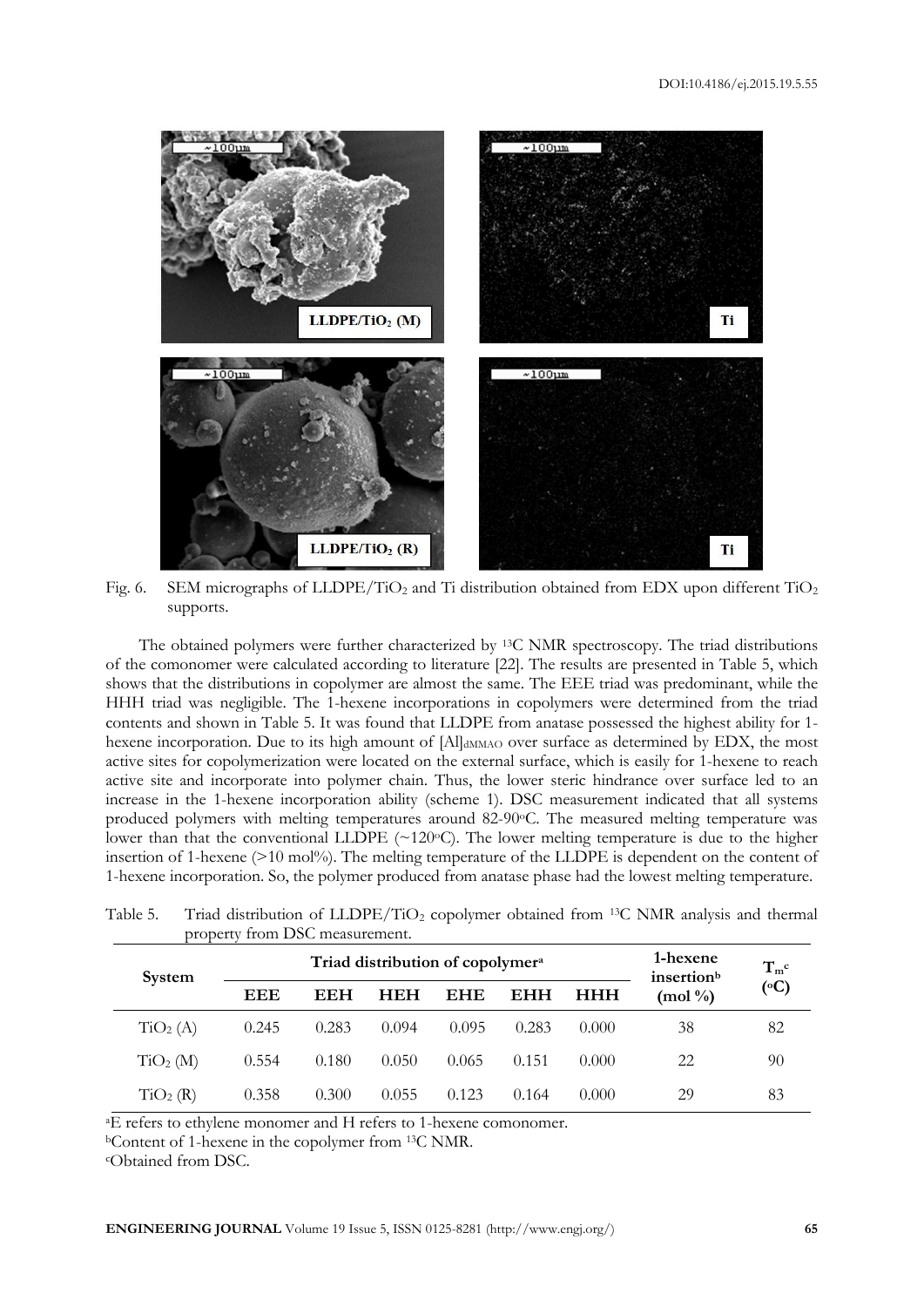Fig. 6. SEM micrographs of LLDPE/$TiO_2$ and Ti distribution obtained from EDX upon different $TiO_2$ supports.

The obtained polymers were further characterized by $^{13}C$ NMR spectroscopy. The triad distributions of the comonomer were calculated according to literature [22]. The results are presented in Table 5, which shows that the distributions in copolymer are almost the same. The EEE triad was predominant, while the HHH triad was negligible. The 1-hexene incorporations in copolymers were determined from the triad contents and shown in Table 5. It was found that LLDPE from anatase possessed the highest ability for 1-hexene incorporation. Due to its high amount of $[Al]_{dMMAO}$ over surface as determined by EDX, the most active sites for copolymerization were located on the external surface, which is easily for 1-hexene to reach active site and incorporate into polymer chain. Thus, the lower steric hindrance over surface led to an increase in the 1-hexene incorporation ability (scheme 1). DSC measurement indicated that all systems produced polymers with melting temperatures around 82-90°C. The measured melting temperature was lower than that the conventional LLDPE (~120°C). The lower melting temperature is due to the higher insertion of 1-hexene (>10 mol%). The melting temperature of the LLDPE is dependent on the content of 1-hexene incorporation. So, the polymer produced from anatase phase had the lowest melting temperature.

Table 5. Triad distribution of LLDPE/$TiO_2$ copolymer obtained from $^{13}C$ NMR analysis and thermal property from DSC measurement.

| System | Triad distribution of copolymer[a] | | | | | | 1-hexene insertion[b] (mol %) | $T_m$[c] (°C) |
|---|---|---|---|---|---|---|---|---|
| | EEE | EEH | HEH | EHE | EHH | HHH | | |
| $TiO_2$ (A) | 0.245 | 0.283 | 0.094 | 0.095 | 0.283 | 0.000 | 38 | 82 |
| $TiO_2$ (M) | 0.554 | 0.180 | 0.050 | 0.065 | 0.151 | 0.000 | 22 | 90 |
| $TiO_2$ (R) | 0.358 | 0.300 | 0.055 | 0.123 | 0.164 | 0.000 | 29 | 83 |

[a]E refers to ethylene monomer and H refers to 1-hexene comonomer.
[b]Content of 1-hexene in the copolymer from $^{13}C$ NMR.
[c]Obtained from DSC.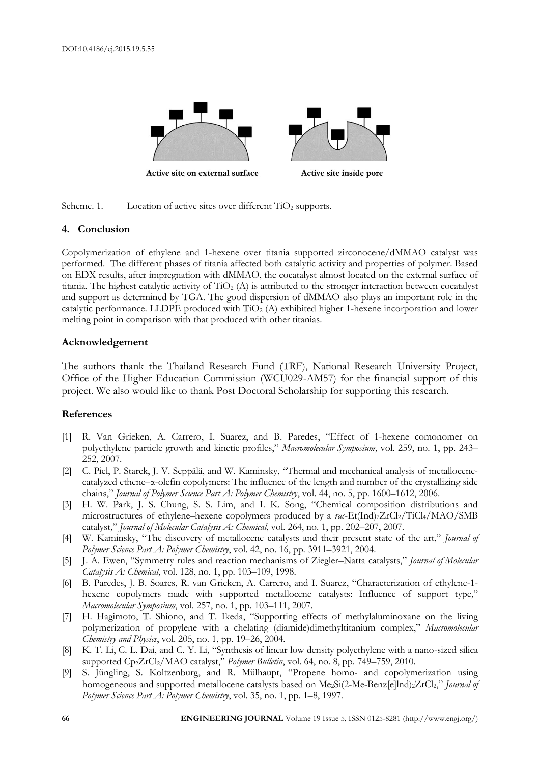Scheme. 1. Location of active sites over different $TiO_2$ supports.

## 4. Conclusion

Copolymerization of ethylene and 1-hexene over titania supported zirconocene/dMMAO catalyst was performed. The different phases of titania affected both catalytic activity and properties of polymer. Based on EDX results, after impregnation with dMMAO, the cocatalyst almost located on the external surface of titania. The highest catalytic activity of $TiO_2$ (A) is attributed to the stronger interaction between cocatalyst and support as determined by TGA. The good dispersion of dMMAO also plays an important role in the catalytic performance. LLDPE produced with $TiO_2$ (A) exhibited higher 1-hexene incorporation and lower melting point in comparison with that produced with other titanias.

## Acknowledgement

The authors thank the Thailand Research Fund (TRF), National Research University Project, Office of the Higher Education Commission (WCU029-AM57) for the financial support of this project. We also would like to thank Post Doctoral Scholarship for supporting this research.

## References

[1] R. Van Grieken, A. Carrero, I. Suarez, and B. Paredes, "Effect of 1-hexene comonomer on polyethylene particle growth and kinetic profiles," *Macromolecular Symposium*, vol. 259, no. 1, pp. 243–252, 2007.

[2] C. Piel, P. Starck, J. V. Seppälä, and W. Kaminsky, "Thermal and mechanical analysis of metallocene-catalyzed ethene–α-olefin copolymers: The influence of the length and number of the crystallizing side chains," *Journal of Polymer Science Part A: Polymer Chemistry*, vol. 44, no. 5, pp. 1600–1612, 2006.

[3] H. W. Park, J. S. Chung, S. S. Lim, and I. K. Song, "Chemical composition distributions and microstructures of ethylene–hexene copolymers produced by a *rac*-Et(Ind)$_2$ZrCl$_2$/TiCl$_4$/MAO/SMB catalyst," *Journal of Molecular Catalysis A: Chemical*, vol. 264, no. 1, pp. 202–207, 2007.

[4] W. Kaminsky, "The discovery of metallocene catalysts and their present state of the art," *Journal of Polymer Science Part A: Polymer Chemistry*, vol. 42, no. 16, pp. 3911–3921, 2004.

[5] J. A. Ewen, "Symmetry rules and reaction mechanisms of Ziegler–Natta catalysts," *Journal of Molecular Catalysis A: Chemical*, vol. 128, no. 1, pp. 103–109, 1998.

[6] B. Paredes, J. B. Soares, R. van Grieken, A. Carrero, and I. Suarez, "Characterization of ethylene-1-hexene copolymers made with supported metallocene catalysts: Influence of support type," *Macromolecular Symposium*, vol. 257, no. 1, pp. 103–111, 2007.

[7] H. Hagimoto, T. Shiono, and T. Ikeda, "Supporting effects of methylaluminoxane on the living polymerization of propylene with a chelating (diamide)dimethyltitanium complex," *Macromolecular Chemistry and Physics*, vol. 205, no. 1, pp. 19–26, 2004.

[8] K. T. Li, C. L. Dai, and C. Y. Li, "Synthesis of linear low density polyethylene with a nano-sized silica supported Cp$_2$ZrCl$_2$/MAO catalyst," *Polymer Bulletin*, vol. 64, no. 8, pp. 749–759, 2010.

[9] S. Jüngling, S. Koltzenburg, and R. Mülhaupt, "Propene homo- and copolymerization using homogeneous and supported metallocene catalysts based on Me$_2$Si(2-Me-Benz[e]lnd)$_2$ZrCl$_2$," *Journal of Polymer Science Part A: Polymer Chemistry*, vol. 35, no. 1, pp. 1–8, 1997.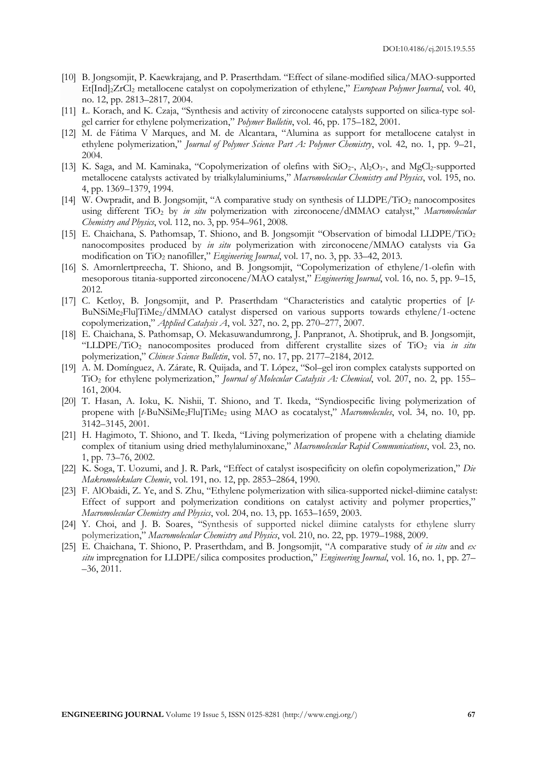[10] B. Jongsomjit, P. Kaewkrajang, and P. Praserthdam. "Effect of silane-modified silica/MAO-supported Et[Ind]$_2$ZrCl$_2$ metallocene catalyst on copolymerization of ethylene," *European Polymer Journal*, vol. 40, no. 12, pp. 2813–2817, 2004.

[11] Ł. Korach, and K. Czaja, "Synthesis and activity of zirconocene catalysts supported on silica-type sol-gel carrier for ethylene polymerization," *Polymer Bulletin*, vol. 46, pp. 175–182, 2001.

[12] M. de Fátima V Marques, and M. de Alcantara, "Alumina as support for metallocene catalyst in ethylene polymerization," *Journal of Polymer Science Part A: Polymer Chemistry*, vol. 42, no. 1, pp. 9–21, 2004.

[13] K. Saga, and M. Kaminaka, "Copolymerization of olefins with $SiO_2$-, $Al_2O_3$-, and $MgCl_2$-supported metallocene catalysts activated by trialkylaluminiums," *Macromolecular Chemistry and Physics*, vol. 195, no. 4, pp. 1369–1379, 1994.

[14] W. Owpradit, and B. Jongsomjit, "A comparative study on synthesis of LLDPE/$TiO_2$ nanocomposites using different $TiO_2$ by *in situ* polymerization with zirconocene/dMMAO catalyst," *Macromolecular Chemistry and Physics*, vol. 112, no. 3, pp. 954–961, 2008.

[15] E. Chaichana, S. Pathomsap, T. Shiono, and B. Jongsomjit "Observation of bimodal LLDPE/$TiO_2$ nanocomposites produced by *in situ* polymerization with zirconocene/MMAO catalysts via Ga modification on $TiO_2$ nanofiller," *Engineering Journal*, vol. 17, no. 3, pp. 33–42, 2013.

[16] S. Amornlertpreecha, T. Shiono, and B. Jongsomjit, "Copolymerization of ethylene/1-olefin with mesoporous titania-supported zirconocene/MAO catalyst," *Engineering Journal*, vol. 16, no. 5, pp. 9–15, 2012.

[17] C. Ketloy, B. Jongsomjit, and P. Praserthdam "Characteristics and catalytic properties of [*t*-BuNSiMe$_2$Flu]TiMe$_2$/dMMAO catalyst dispersed on various supports towards ethylene/1-octene copolymerization," *Applied Catalysis A*, vol. 327, no. 2, pp. 270–277, 2007.

[18] E. Chaichana, S. Pathomsap, O. Mekasuwandumrong, J. Panpranot, A. Shotipruk, and B. Jongsomjit, "LLDPE/$TiO_2$ nanocomposites produced from different crystallite sizes of $TiO_2$ via *in situ* polymerization," *Chinese Science Bulletin*, vol. 57, no. 17, pp. 2177–2184, 2012.

[19] A. M. Domínguez, A. Zárate, R. Quijada, and T. López, "Sol–gel iron complex catalysts supported on $TiO_2$ for ethylene polymerization," *Journal of Molecular Catalysis A: Chemical*, vol. 207, no. 2, pp. 155–161, 2004.

[20] T. Hasan, A. Ioku, K. Nishii, T. Shiono, and T. Ikeda, "Syndiospecific living polymerization of propene with [*t*-BuNSiMe$_2$Flu]TiMe$_2$ using MAO as cocatalyst," *Macromolecules*, vol. 34, no. 10, pp. 3142–3145, 2001.

[21] H. Hagimoto, T. Shiono, and T. Ikeda, "Living polymerization of propene with a chelating diamide complex of titanium using dried methylaluminoxane," *Macromolecular Rapid Communications*, vol. 23, no. 1, pp. 73–76, 2002.

[22] K. Soga, T. Uozumi, and J. R. Park, "Effect of catalyst isospecificity on olefin copolymerization," *Die Makromolekulare Chemie*, vol. 191, no. 12, pp. 2853–2864, 1990.

[23] F. AlObaidi, Z. Ye, and S. Zhu, "Ethylene polymerization with silica-supported nickel-diimine catalyst: Effect of support and polymerization conditions on catalyst activity and polymer properties," *Macromolecular Chemistry and Physics*, vol. 204, no. 13, pp. 1653–1659, 2003.

[24] Y. Choi, and J. B. Soares, "Synthesis of supported nickel diimine catalysts for ethylene slurry polymerization," *Macromolecular Chemistry and Physics*, vol. 210, no. 22, pp. 1979–1988, 2009.

[25] E. Chaichana, T. Shiono, P. Praserthdam, and B. Jongsomjit, "A comparative study of *in situ* and *ex situ* impregnation for LLDPE/silica composites production," *Engineering Journal*, vol. 16, no. 1, pp. 27––36, 2011.